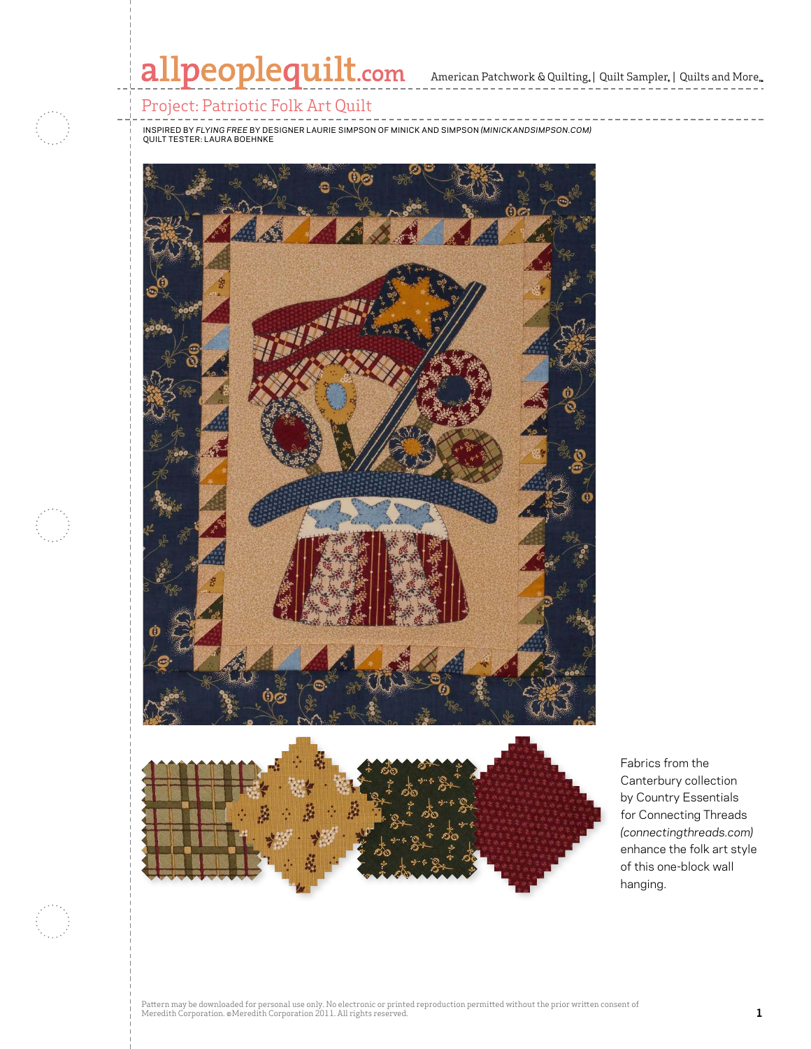# Project: Patriotic Folk Art Quilt

INSPIRED BY *FLYING FREE* BY DESIGNER LAURIE SIMPSON OF MINICK AND SIMPSON *(MINICKANDSIMPSON.COM)*
QUILT TESTER: LAURA BOEHNKE

Fabrics from the Canterbury collection by Country Essentials for Connecting Threads *(connectingthreads.com)* enhance the folk art style of this one-block wall hanging.

Pattern may be downloaded for personal use only. No electronic or printed reproduction permitted without the prior written consent of Meredith Corporation. ©Meredith Corporation 2011. All rights reserved.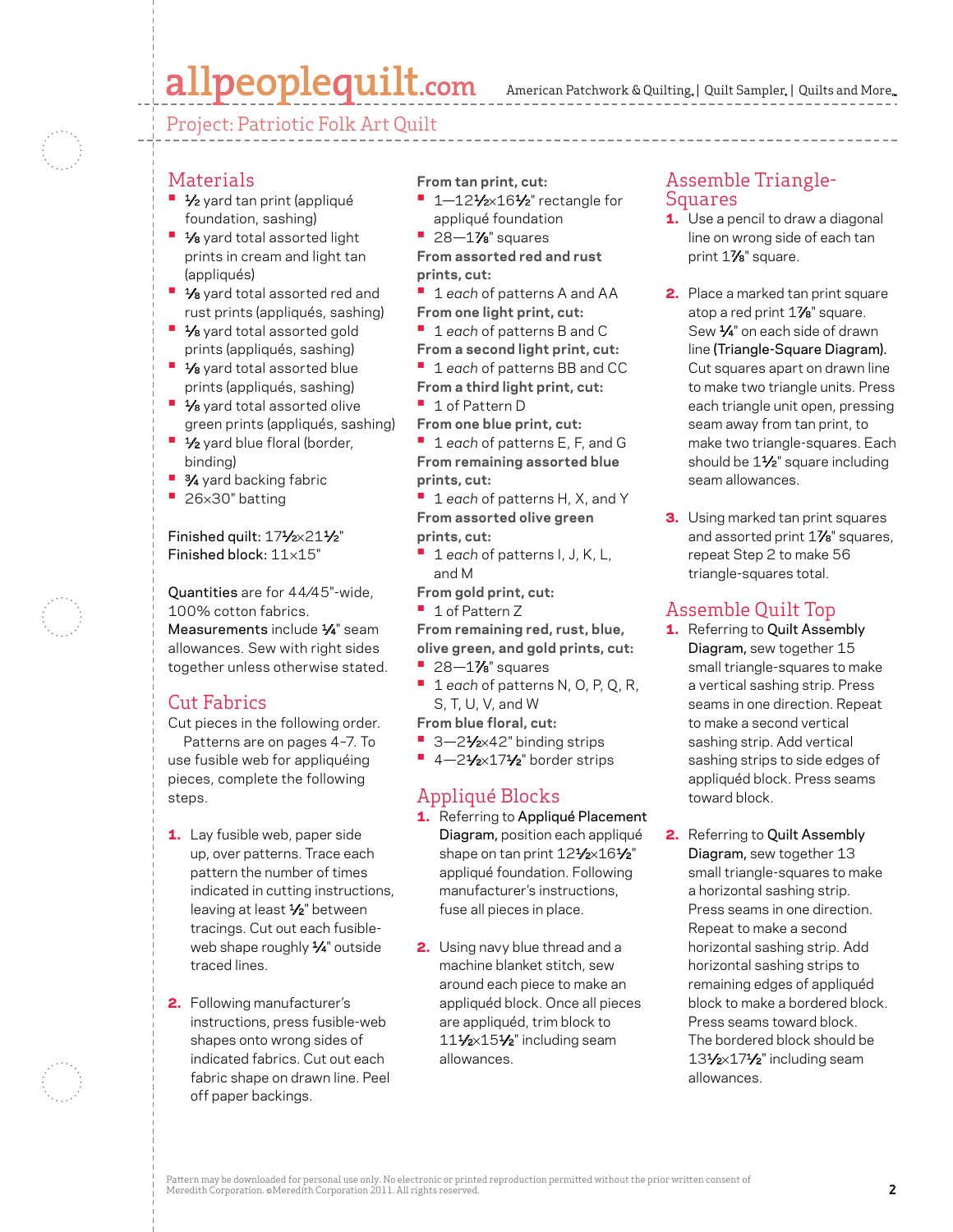# Project: Patriotic Folk Art Quilt

## Materials

- ½ yard tan print (appliqué foundation, sashing)
- ⅛ yard total assorted light prints in cream and light tan (appliqués)
- ⅛ yard total assorted red and rust prints (appliqués, sashing)
- ⅛ yard total assorted gold prints (appliqués, sashing)
- ⅛ yard total assorted blue prints (appliqués, sashing)
- ⅛ yard total assorted olive green prints (appliqués, sashing)
- ½ yard blue floral (border, binding)
- ¾ yard backing fabric
- 26×30" batting

Finished quilt: 17½×21½"
Finished block: 11×15"

Quantities are for 44/45"-wide, 100% cotton fabrics.
Measurements include ¼" seam allowances. Sew with right sides together unless otherwise stated.

## Cut Fabrics

Cut pieces in the following order.

Patterns are on pages 4–7. To use fusible web for appliquéing pieces, complete the following steps.

1. Lay fusible web, paper side up, over patterns. Trace each pattern the number of times indicated in cutting instructions, leaving at least ½" between tracings. Cut out each fusible-web shape roughly ¼" outside traced lines.

2. Following manufacturer's instructions, press fusible-web shapes onto wrong sides of indicated fabrics. Cut out each fabric shape on drawn line. Peel off paper backings.

**From tan print, cut:**

- 1—12½×16½" rectangle for appliqué foundation
- 28—1⅞" squares

**From assorted red and rust prints, cut:**

- 1 *each* of patterns A and AA

**From one light print, cut:**

- 1 *each* of patterns B and C

**From a second light print, cut:**

- 1 *each* of patterns BB and CC

**From a third light print, cut:**

- 1 of Pattern D

**From one blue print, cut:**

- 1 *each* of patterns E, F, and G

**From remaining assorted blue prints, cut:**

- 1 *each* of patterns H, X, and Y

**From assorted olive green prints, cut:**

- 1 *each* of patterns I, J, K, L, and M

**From gold print, cut:**

- 1 of Pattern Z

**From remaining red, rust, blue, olive green, and gold prints, cut:**

- 28—1⅞" squares
- 1 *each* of patterns N, O, P, Q, R, S, T, U, V, and W

**From blue floral, cut:**

- 3—2½×42" binding strips
- 4—2½×17½" border strips

## Appliqué Blocks

1. Referring to **Appliqué Placement Diagram,** position each appliqué shape on tan print 12½×16½" appliqué foundation. Following manufacturer's instructions, fuse all pieces in place.

2. Using navy blue thread and a machine blanket stitch, sew around each piece to make an appliquéd block. Once all pieces are appliquéd, trim block to 11½×15½" including seam allowances.

## Assemble Triangle-Squares

1. Use a pencil to draw a diagonal line on wrong side of each tan print 1⅞" square.

2. Place a marked tan print square atop a red print 1⅞" square. Sew ¼" on each side of drawn line **(Triangle-Square Diagram).** Cut squares apart on drawn line to make two triangle units. Press each triangle unit open, pressing seam away from tan print, to make two triangle-squares. Each should be 1½" square including seam allowances.

3. Using marked tan print squares and assorted print 1⅞" squares, repeat Step 2 to make 56 triangle-squares total.

## Assemble Quilt Top

1. Referring to **Quilt Assembly Diagram,** sew together 15 small triangle-squares to make a vertical sashing strip. Press seams in one direction. Repeat to make a second vertical sashing strip. Add vertical sashing strips to side edges of appliquéd block. Press seams toward block.

2. Referring to **Quilt Assembly Diagram,** sew together 13 small triangle-squares to make a horizontal sashing strip. Press seams in one direction. Repeat to make a second horizontal sashing strip. Add horizontal sashing strips to remaining edges of appliquéd block to make a bordered block. Press seams toward block. The bordered block should be 13½×17½" including seam allowances.

Pattern may be downloaded for personal use only. No electronic or printed reproduction permitted without the prior written consent of Meredith Corporation. ©Meredith Corporation 2011. All rights reserved.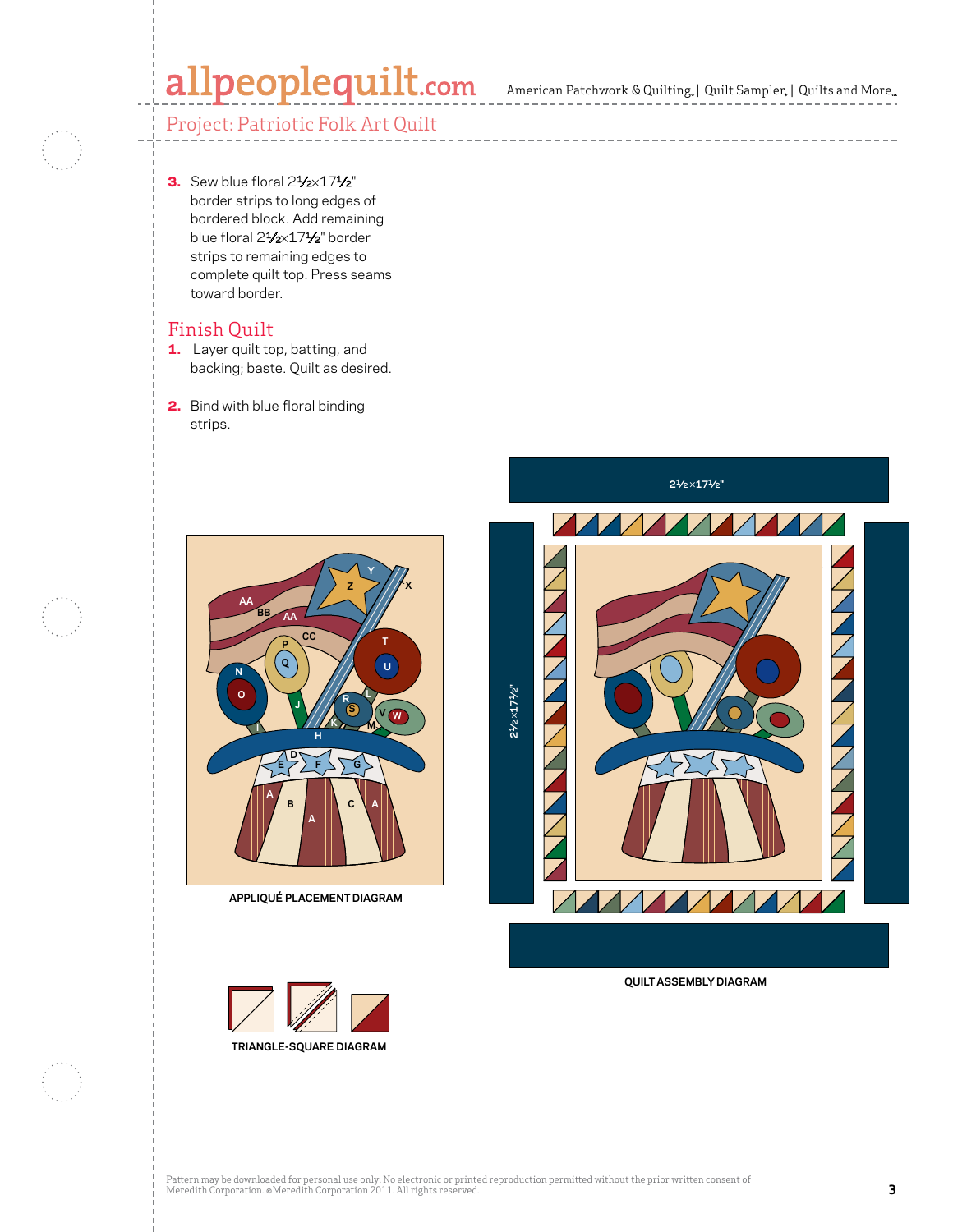## Project: Patriotic Folk Art Quilt

3. Sew blue floral 2½×17½" border strips to long edges of bordered block. Add remaining blue floral 2½×17½" border strips to remaining edges to complete quilt top. Press seams toward border.

## Finish Quilt

1. Layer quilt top, batting, and backing; baste. Quilt as desired.

2. Bind with blue floral binding strips.

APPLIQUÉ PLACEMENT DIAGRAM

QUILT ASSEMBLY DIAGRAM

TRIANGLE-SQUARE DIAGRAM

Pattern may be downloaded for personal use only. No electronic or printed reproduction permitted without the prior written consent of Meredith Corporation. ©Meredith Corporation 2011. All rights reserved.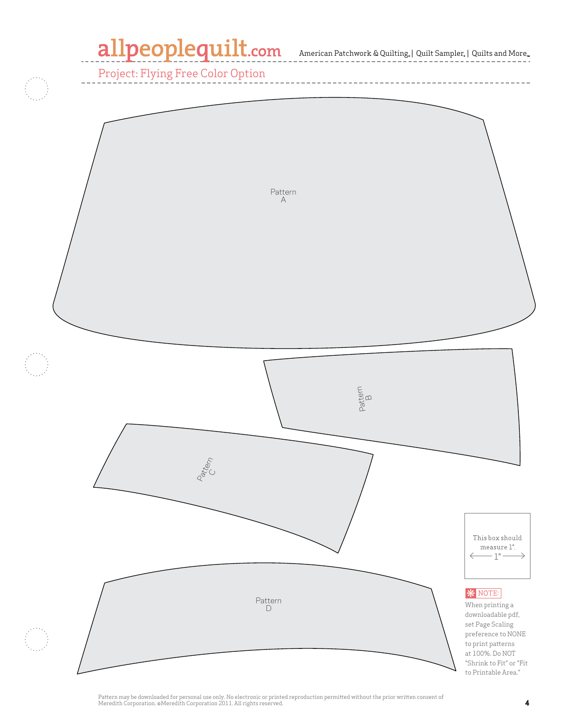Project: Flying Free Color Option

Pattern A

Pattern B

Pattern C

Pattern D

This box should measure 1".

← 1" →

NOTE:
When printing a downloadable pdf, set Page Scaling preference to NONE to print patterns at 100%. Do NOT "Shrink to Fit" or "Fit to Printable Area."

Pattern may be downloaded for personal use only. No electronic or printed reproduction permitted without the prior written consent of Meredith Corporation. ©Meredith Corporation 2011. All rights reserved.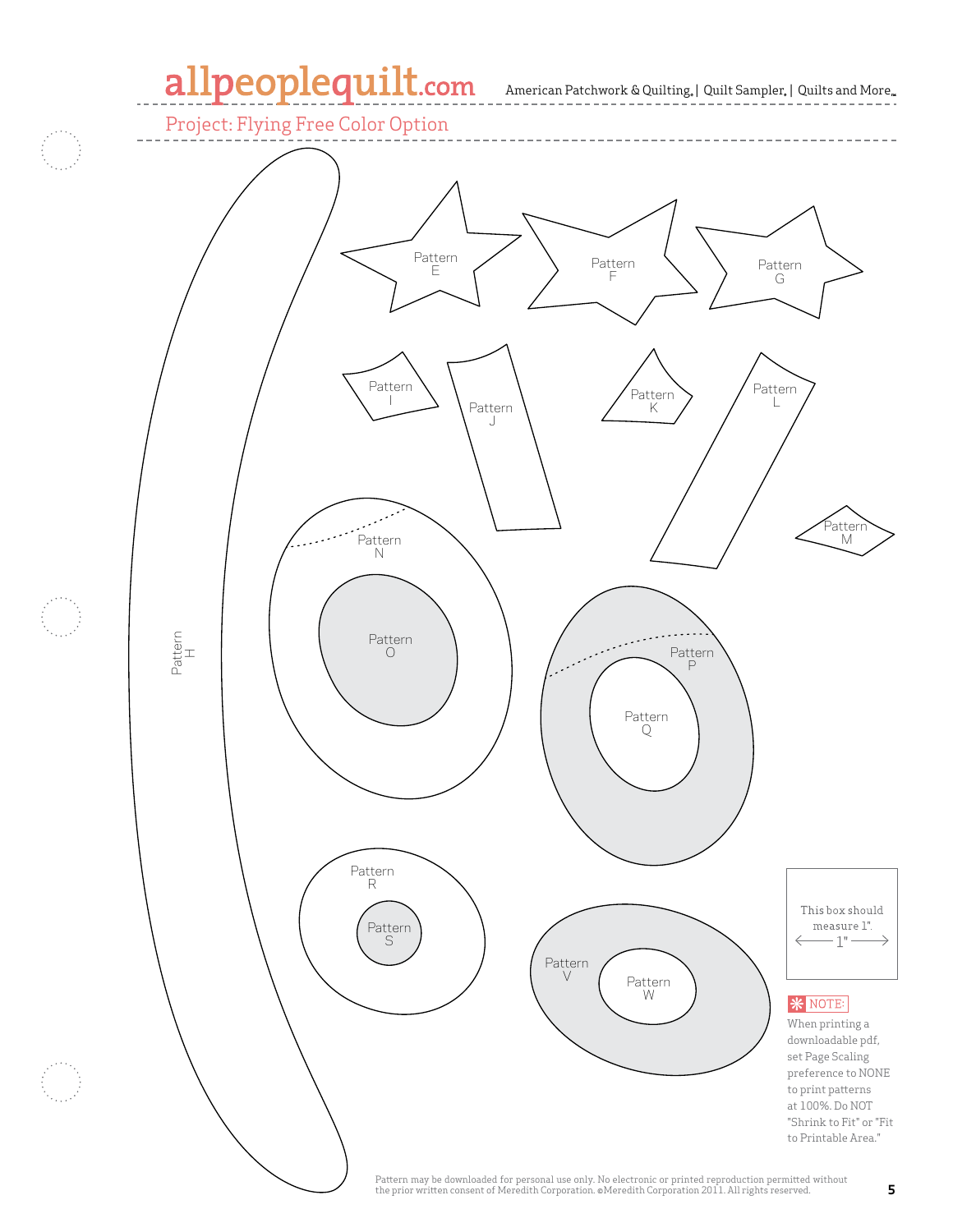Project: Flying Free Color Option

Pattern E

Pattern F

Pattern G

Pattern I

Pattern J

Pattern K

Pattern L

Pattern M

Pattern H

Pattern N

Pattern O

Pattern P

Pattern Q

Pattern R

Pattern S

Pattern V

Pattern W

This box should measure 1".

1"

NOTE: When printing a downloadable pdf, set Page Scaling preference to NONE to print patterns at 100%. Do NOT "Shrink to Fit" or "Fit to Printable Area."

Pattern may be downloaded for personal use only. No electronic or printed reproduction permitted without the prior written consent of Meredith Corporation. ©Meredith Corporation 2011. All rights reserved.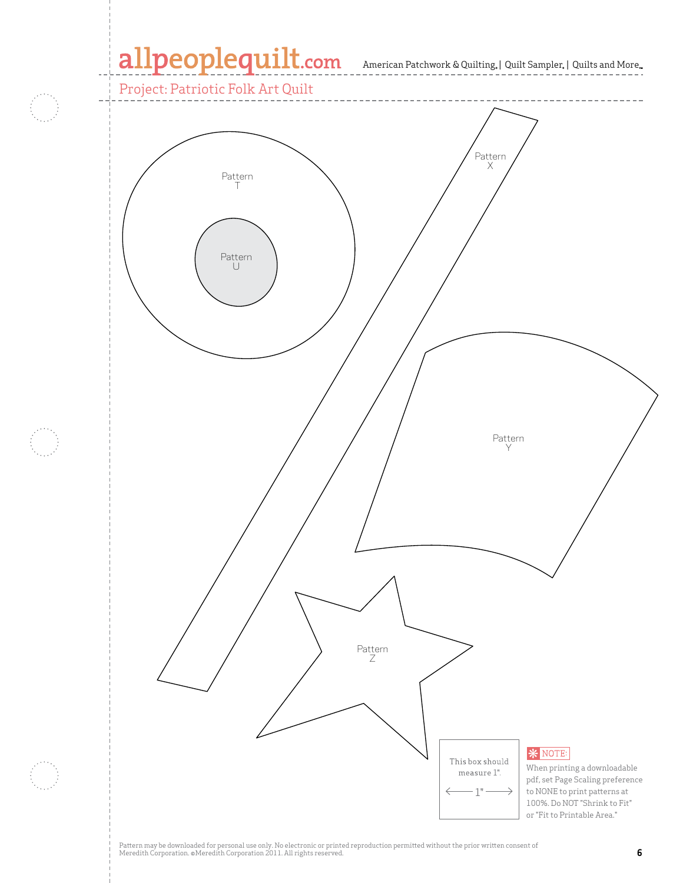Project: Patriotic Folk Art Quilt

Pattern T

Pattern U

Pattern X

Pattern Y

Pattern Z

This box should measure 1".

1"

NOTE: When printing a downloadable pdf, set Page Scaling preference to NONE to print patterns at 100%. Do NOT "Shrink to Fit" or "Fit to Printable Area."

Pattern may be downloaded for personal use only. No electronic or printed reproduction permitted without the prior written consent of Meredith Corporation. ©Meredith Corporation 2011. All rights reserved.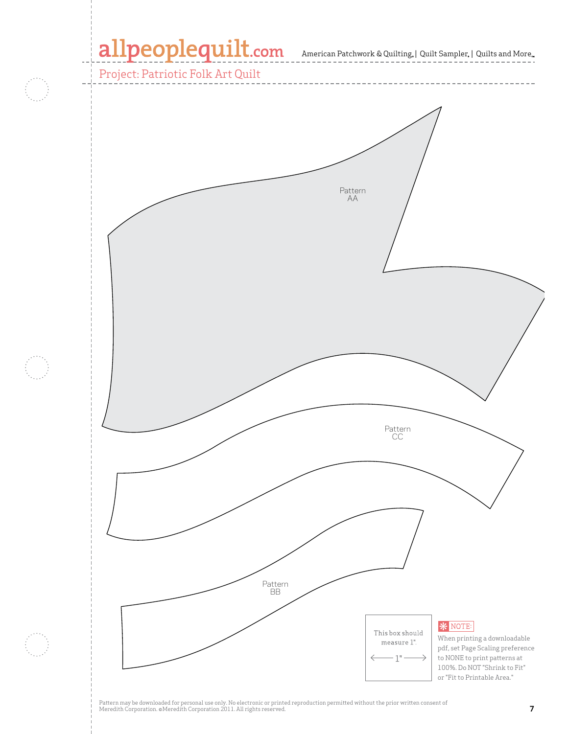Project: Patriotic Folk Art Quilt

Pattern AA

Pattern CC

Pattern BB

This box should measure 1".

1"

NOTE:

When printing a downloadable pdf, set Page Scaling preference to NONE to print patterns at 100%. Do NOT "Shrink to Fit" or "Fit to Printable Area."

Pattern may be downloaded for personal use only. No electronic or printed reproduction permitted without the prior written consent of Meredith Corporation. ©Meredith Corporation 2011. All rights reserved.